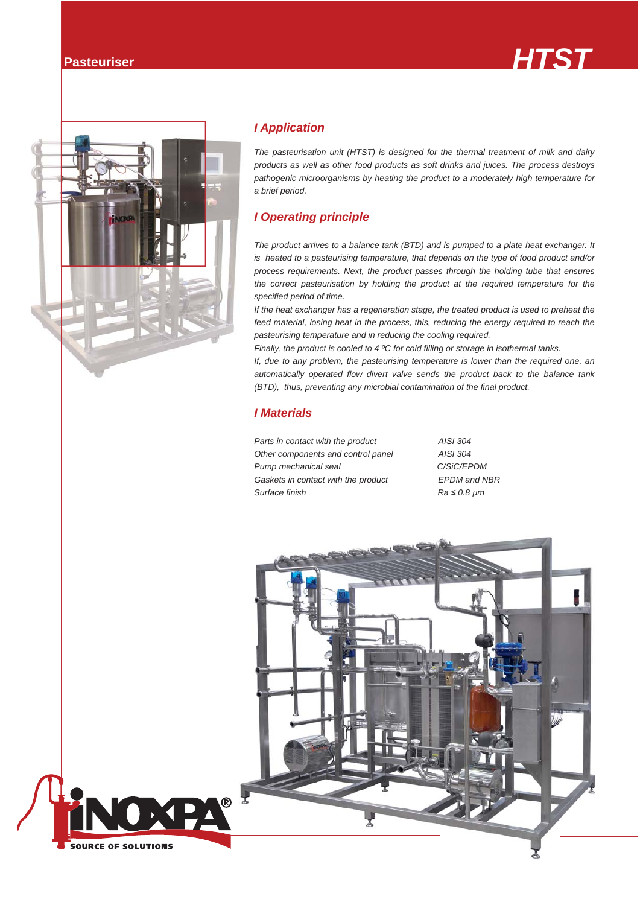# Pasteuriser

# HTST

## I Application

*The pasteurisation unit (HTST) is designed for the thermal treatment of milk and dairy products as well as other food products as soft drinks and juices. The process destroys pathogenic microorganisms by heating the product to a moderately high temperature for a brief period.*

## I Operating principle

*The product arrives to a balance tank (BTD) and is pumped to a plate heat exchanger. It is heated to a pasteurising temperature, that depends on the type of food product and/or process requirements. Next, the product passes through the holding tube that ensures the correct pasteurisation by holding the product at the required temperature for the specified period of time.*

*If the heat exchanger has a regeneration stage, the treated product is used to preheat the feed material, losing heat in the process, this, reducing the energy required to reach the pasteurising temperature and in reducing the cooling required.*

*Finally, the product is cooled to 4 ºC for cold filling or storage in isothermal tanks.*

*If, due to any problem, the pasteurising temperature is lower than the required one, an automatically operated flow divert valve sends the product back to the balance tank (BTD), thus, preventing any microbial contamination of the final product.*

## I Materials

| | |
|---|---|
| *Parts in contact with the product* | *AISI 304* |
| *Other components and control panel* | *AISI 304* |
| *Pump mechanical seal* | *C/SiC/EPDM* |
| *Gaskets in contact with the product* | *EPDM and NBR* |
| *Surface finish* | *Ra ≤ 0.8 μm* |

INOXPA® SOURCE OF SOLUTIONS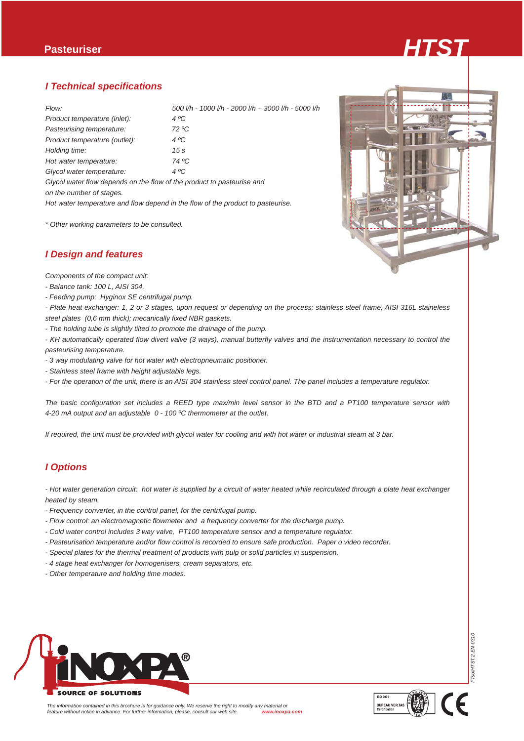# Pasteuriser

# HTST

## I Technical specifications

| | |
|---|---|
| *Flow:* | *500 l/h - 1000 l/h - 2000 l/h – 3000 l/h - 5000 l/h* |
| *Product temperature (inlet):* | *4 ºC* |
| *Pasteurising temperature:* | *72 ºC* |
| *Product temperature (outlet):* | *4 ºC* |
| *Holding time:* | *15 s* |
| *Hot water temperature:* | *74 ºC* |
| *Glycol water temperature:* | *4 ºC* |

*Glycol water flow depends on the flow of the product to pasteurise and on the number of stages.*

*Hot water temperature and flow depend in the flow of the product to pasteurise.*

*\* Other working parameters to be consulted.*

## I Design and features

*Components of the compact unit:*

- *Balance tank: 100 L, AISI 304.*
- *Feeding pump: Hyginox SE centrifugal pump.*
- *Plate heat exchanger: 1, 2 or 3 stages, upon request or depending on the process; stainless steel frame, AISI 316L staineless steel plates (0,6 mm thick); mecanically fixed NBR gaskets.*
- *The holding tube is slightly tilted to promote the drainage of the pump.*
- *KH automatically operated flow divert valve (3 ways), manual butterfly valves and the instrumentation necessary to control the pasteurising temperature.*
- *3 way modulating valve for hot water with electropneumatic positioner.*
- *Stainless steel frame with height adjustable legs.*
- *For the operation of the unit, there is an AISI 304 stainless steel control panel. The panel includes a temperature regulator.*

*The basic configuration set includes a REED type max/min level sensor in the BTD and a PT100 temperature sensor with 4-20 mA output and an adjustable 0 - 100 ºC thermometer at the outlet.*

*If required, the unit must be provided with glycol water for cooling and with hot water or industrial steam at 3 bar.*

## I Options

- *Hot water generation circuit: hot water is supplied by a circuit of water heated while recirculated through a plate heat exchanger heated by steam.*
- *Frequency converter, in the control panel, for the centrifugal pump.*
- *Flow control: an electromagnetic flowmeter and a frequency converter for the discharge pump.*
- *Cold water control includes 3 way valve, PT100 temperature sensor and a temperature regulator.*
- *Pasteurisation temperature and/or flow control is recorded to ensure safe production. Paper o video recorder.*
- *Special plates for the thermal treatment of products with pulp or solid particles in suspension.*
- *4 stage heat exchanger for homogenisers, cream separators, etc.*
- *Other temperature and holding time modes.*

INOXPA® SOURCE OF SOLUTIONS

*FTsolHT ST.2.EN-0310*

*The information contained in this brochure is for guidance only. We reserve the right to modify any material or feature without notice in advance. For further information, please, consult our web site.* **www.inoxpa.com**